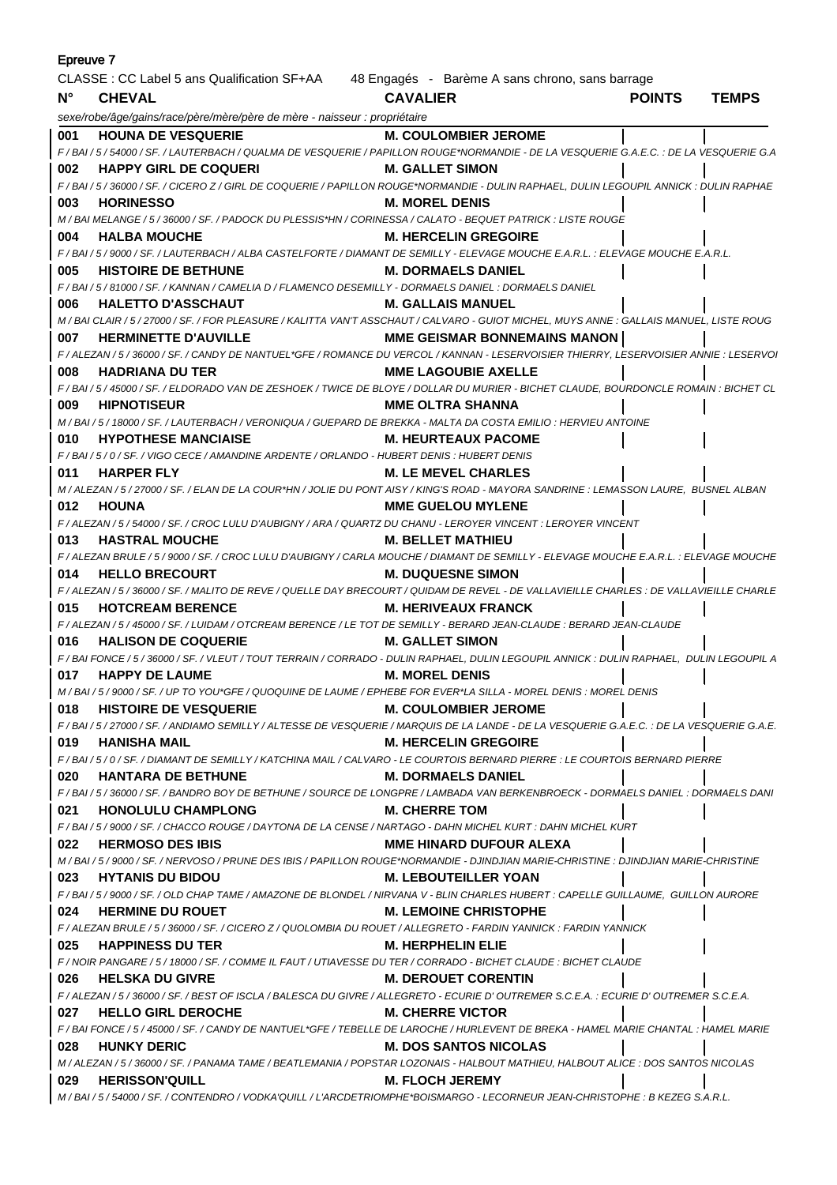Epreuve 7

CLASSE : CC Label 5 ans Qualification SF+AA 48 Engagés - Barème A sans chrono, sans barrage

| N° | CHEVAL | CAVALIER | POINTS | TEMPS |
|---|---|---|---|---|
| | *sexe/robe/âge/gains/race/père/mère/père de mère - naisseur : propriétaire* | | | |
| 001 | **HOUNA DE VESQUERIE** | **M. COULOMBIER JEROME** | | |
| | *F / BAI / 5 / 54000 / SF. / LAUTERBACH / QUALMA DE VESQUERIE / PAPILLON ROUGE\*NORMANDIE - DE LA VESQUERIE G.A.E.C. : DE LA VESQUERIE G.A* | | | |
| 002 | **HAPPY GIRL DE COQUERI** | **M. GALLET SIMON** | | |
| | *F / BAI / 5 / 36000 / SF. / CICERO Z / GIRL DE COQUERIE / PAPILLON ROUGE\*NORMANDIE - DULIN RAPHAEL, DULIN LEGOUPIL ANNICK : DULIN RAPHAE* | | | |
| 003 | **HORINESSO** | **M. MOREL DENIS** | | |
| | *M / BAI MELANGE / 5 / 36000 / SF. / PADOCK DU PLESSIS\*HN / CORINESSA / CALATO - BEQUET PATRICK : LISTE ROUGE* | | | |
| 004 | **HALBA MOUCHE** | **M. HERCELIN GREGOIRE** | | |
| | *F / BAI / 5 / 9000 / SF. / LAUTERBACH / ALBA CASTELFORTE / DIAMANT DE SEMILLY - ELEVAGE MOUCHE E.A.R.L. : ELEVAGE MOUCHE E.A.R.L.* | | | |
| 005 | **HISTOIRE DE BETHUNE** | **M. DORMAELS DANIEL** | | |
| | *F / BAI / 5 / 81000 / SF. / KANNAN / CAMELIA D / FLAMENCO DESEMILLY - DORMAELS DANIEL : DORMAELS DANIEL* | | | |
| 006 | **HALETTO D'ASSCHAUT** | **M. GALLAIS MANUEL** | | |
| | *M / BAI CLAIR / 5 / 27000 / SF. / FOR PLEASURE / KALITTA VAN'T ASSCHAUT / CALVARO - GUIOT MICHEL, MUYS ANNE : GALLAIS MANUEL, LISTE ROUG* | | | |
| 007 | **HERMINETTE D'AUVILLE** | **MME GEISMAR BONNEMAINS MANON** | | |
| | *F / ALEZAN / 5 / 36000 / SF. / CANDY DE NANTUEL\*GFE / ROMANCE DU VERCOL / KANNAN - LESERVOISIER THIERRY, LESERVOISIER ANNIE : LESERVOI* | | | |
| 008 | **HADRIANA DU TER** | **MME LAGOUBIE AXELLE** | | |
| | *F / BAI / 5 / 45000 / SF. / ELDORADO VAN DE ZESHOEK / TWICE DE BLOYE / DOLLAR DU MURIER - BICHET CLAUDE, BOURDONCLE ROMAIN : BICHET CL* | | | |
| 009 | **HIPNOTISEUR** | **MME OLTRA SHANNA** | | |
| | *M / BAI / 5 / 18000 / SF. / LAUTERBACH / VERONIQUA / GUEPARD DE BREKKA - MALTA DA COSTA EMILIO : HERVIEU ANTOINE* | | | |
| 010 | **HYPOTHESE MANCIAISE** | **M. HEURTEAUX PACOME** | | |
| | *F / BAI / 5 / 0 / SF. / VIGO CECE / AMANDINE ARDENTE / ORLANDO - HUBERT DENIS : HUBERT DENIS* | | | |
| 011 | **HARPER FLY** | **M. LE MEVEL CHARLES** | | |
| | *M / ALEZAN / 5 / 27000 / SF. / ELAN DE LA COUR\*HN / JOLIE DU PONT AISY / KING'S ROAD - MAYORA SANDRINE : LEMASSON LAURE, BUSNEL ALBAN* | | | |
| 012 | **HOUNA** | **MME GUELOU MYLENE** | | |
| | *F / ALEZAN / 5 / 54000 / SF. / CROC LULU D'AUBIGNY / ARA / QUARTZ DU CHANU - LEROYER VINCENT : LEROYER VINCENT* | | | |
| 013 | **HASTRAL MOUCHE** | **M. BELLET MATHIEU** | | |
| | *F / ALEZAN BRULE / 5 / 9000 / SF. / CROC LULU D'AUBIGNY / CARLA MOUCHE / DIAMANT DE SEMILLY - ELEVAGE MOUCHE E.A.R.L. : ELEVAGE MOUCHE* | | | |
| 014 | **HELLO BRECOURT** | **M. DUQUESNE SIMON** | | |
| | *F / ALEZAN / 5 / 36000 / SF. / MALITO DE REVE / QUELLE DAY BRECOURT / QUIDAM DE REVEL - DE VALLAVIEILLE CHARLES : DE VALLAVIEILLE CHARLE* | | | |
| 015 | **HOTCREAM BERENCE** | **M. HERIVEAUX FRANCK** | | |
| | *F / ALEZAN / 5 / 45000 / SF. / LUIDAM / OTCREAM BERENCE / LE TOT DE SEMILLY - BERARD JEAN-CLAUDE : BERARD JEAN-CLAUDE* | | | |
| 016 | **HALISON DE COQUERIE** | **M. GALLET SIMON** | | |
| | *F / BAI FONCE / 5 / 36000 / SF. / VLEUT / TOUT TERRAIN / CORRADO - DULIN RAPHAEL, DULIN LEGOUPIL ANNICK : DULIN RAPHAEL, DULIN LEGOUPIL A* | | | |
| 017 | **HAPPY DE LAUME** | **M. MOREL DENIS** | | |
| | *M / BAI / 5 / 9000 / SF. / UP TO YOU\*GFE / QUOQUINE DE LAUME / EPHEBE FOR EVER\*LA SILLA - MOREL DENIS : MOREL DENIS* | | | |
| 018 | **HISTOIRE DE VESQUERIE** | **M. COULOMBIER JEROME** | | |
| | *F / BAI / 5 / 27000 / SF. / ANDIAMO SEMILLY / ALTESSE DE VESQUERIE / MARQUIS DE LA LANDE - DE LA VESQUERIE G.A.E.C. : DE LA VESQUERIE G.A.E.* | | | |
| 019 | **HANISHA MAIL** | **M. HERCELIN GREGOIRE** | | |
| | *F / BAI / 5 / 0 / SF. / DIAMANT DE SEMILLY / KATCHINA MAIL / CALVARO - LE COURTOIS BERNARD PIERRE : LE COURTOIS BERNARD PIERRE* | | | |
| 020 | **HANTARA DE BETHUNE** | **M. DORMAELS DANIEL** | | |
| | *F / BAI / 5 / 36000 / SF. / BANDRO BOY DE BETHUNE / SOURCE DE LONGPRE / LAMBADA VAN BERKENBROECK - DORMAELS DANIEL : DORMAELS DANI* | | | |
| 021 | **HONOLULU CHAMPLONG** | **M. CHERRE TOM** | | |
| | *F / BAI / 5 / 9000 / SF. / CHACCO ROUGE / DAYTONA DE LA CENSE / NARTAGO - DAHN MICHEL KURT : DAHN MICHEL KURT* | | | |
| 022 | **HERMOSO DES IBIS** | **MME HINARD DUFOUR ALEXA** | | |
| | *M / BAI / 5 / 9000 / SF. / NERVOSO / PRUNE DES IBIS / PAPILLON ROUGE\*NORMANDIE - DJINDJIAN MARIE-CHRISTINE : DJINDJIAN MARIE-CHRISTINE* | | | |
| 023 | **HYTANIS DU BIDOU** | **M. LEBOUTEILLER YOAN** | | |
| | *F / BAI / 5 / 9000 / SF. / OLD CHAP TAME / AMAZONE DE BLONDEL / NIRVANA V - BLIN CHARLES HUBERT : CAPELLE GUILLAUME, GUILLON AURORE* | | | |
| 024 | **HERMINE DU ROUET** | **M. LEMOINE CHRISTOPHE** | | |
| | *F / ALEZAN BRULE / 5 / 36000 / SF. / CICERO Z / QUOLOMBIA DU ROUET / ALLEGRETO - FARDIN YANNICK : FARDIN YANNICK* | | | |
| 025 | **HAPPINESS DU TER** | **M. HERPHELIN ELIE** | | |
| | *F / NOIR PANGARE / 5 / 18000 / SF. / COMME IL FAUT / UTIAVESSE DU TER / CORRADO - BICHET CLAUDE : BICHET CLAUDE* | | | |
| 026 | **HELSKA DU GIVRE** | **M. DEROUET CORENTIN** | | |
| | *F / ALEZAN / 5 / 36000 / SF. / BEST OF ISCLA / BALESCA DU GIVRE / ALLEGRETO - ECURIE D' OUTREMER S.C.E.A. : ECURIE D' OUTREMER S.C.E.A.* | | | |
| 027 | **HELLO GIRL DEROCHE** | **M. CHERRE VICTOR** | | |
| | *F / BAI FONCE / 5 / 45000 / SF. / CANDY DE NANTUEL\*GFE / TEBELLE DE LAROCHE / HURLEVENT DE BREKA - HAMEL MARIE CHANTAL : HAMEL MARIE* | | | |
| 028 | **HUNKY DERIC** | **M. DOS SANTOS NICOLAS** | | |
| | *M / ALEZAN / 5 / 36000 / SF. / PANAMA TAME / BEATLEMANIA / POPSTAR LOZONAIS - HALBOUT MATHIEU, HALBOUT ALICE : DOS SANTOS NICOLAS* | | | |
| 029 | **HERISSON'QUILL** | **M. FLOCH JEREMY** | | |
| | *M / BAI / 5 / 54000 / SF. / CONTENDRO / VODKA'QUILL / L'ARCDETRIOMPHE\*BOISMARGO - LECORNEUR JEAN-CHRISTOPHE : B KEZEG S.A.R.L.* | | | |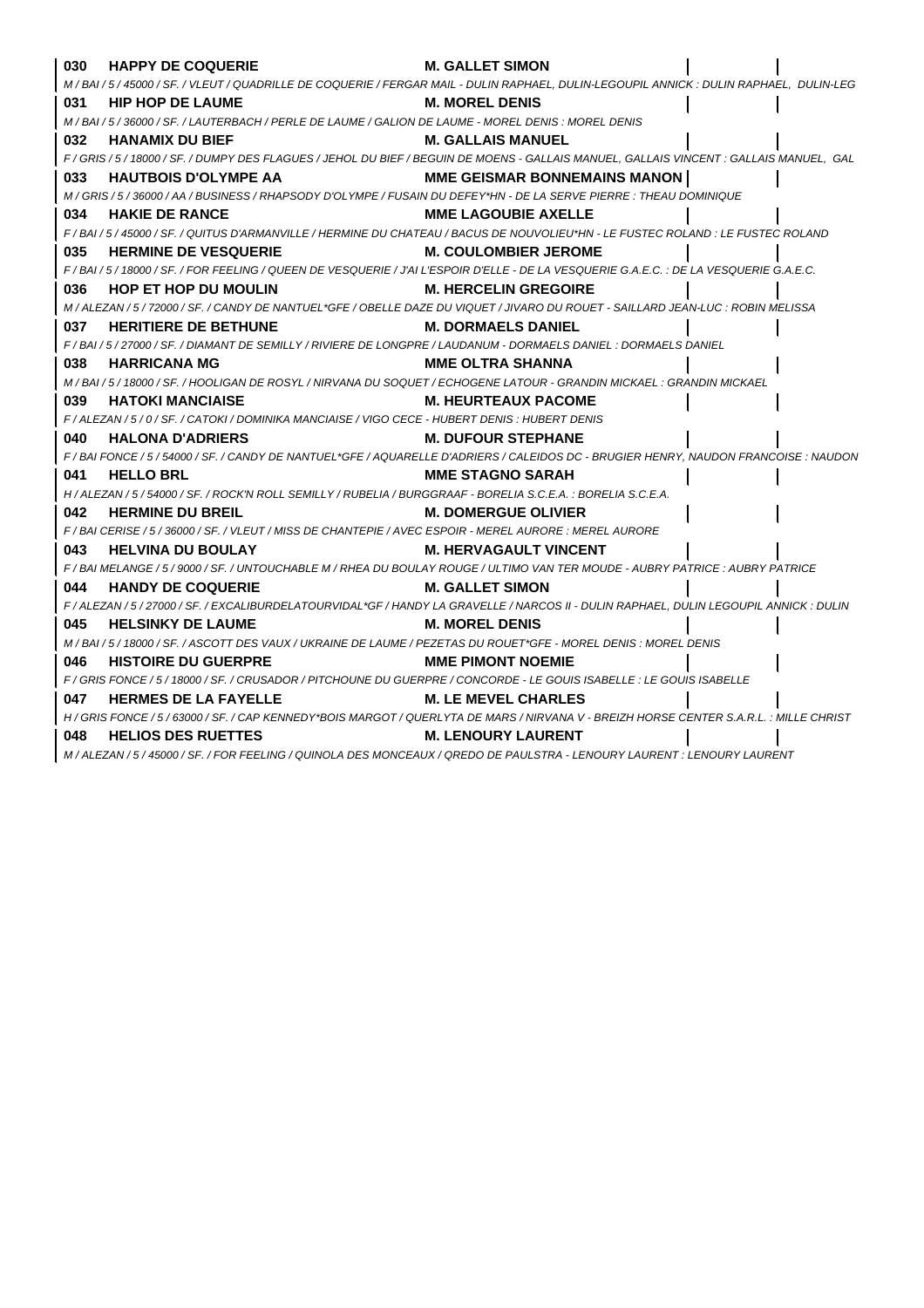| | | | | |
|---|---|---|---|---|
| **030** | **HAPPY DE COQUERIE** | **M. GALLET SIMON** | | |
| *M / BAI / 5 / 45000 / SF. / VLEUT / QUADRILLE DE COQUERIE / FERGAR MAIL - DULIN RAPHAEL, DULIN-LEGOUPIL ANNICK : DULIN RAPHAEL, DULIN-LEG* | | | | |
| **031** | **HIP HOP DE LAUME** | **M. MOREL DENIS** | | |
| *M / BAI / 5 / 36000 / SF. / LAUTERBACH / PERLE DE LAUME / GALION DE LAUME - MOREL DENIS : MOREL DENIS* | | | | |
| **032** | **HANAMIX DU BIEF** | **M. GALLAIS MANUEL** | | |
| *F / GRIS / 5 / 18000 / SF. / DUMPY DES FLAGUES / JEHOL DU BIEF / BEGUIN DE MOENS - GALLAIS MANUEL, GALLAIS VINCENT : GALLAIS MANUEL, GAL* | | | | |
| **033** | **HAUTBOIS D'OLYMPE AA** | **MME GEISMAR BONNEMAINS MANON** | | |
| *M / GRIS / 5 / 36000 / AA / BUSINESS / RHAPSODY D'OLYMPE / FUSAIN DU DEFEY*HN - DE LA SERVE PIERRE : THEAU DOMINIQUE* | | | | |
| **034** | **HAKIE DE RANCE** | **MME LAGOUBIE AXELLE** | | |
| *F / BAI / 5 / 45000 / SF. / QUITUS D'ARMANVILLE / HERMINE DU CHATEAU / BACUS DE NOUVOLIEU*HN - LE FUSTEC ROLAND : LE FUSTEC ROLAND* | | | | |
| **035** | **HERMINE DE VESQUERIE** | **M. COULOMBIER JEROME** | | |
| *F / BAI / 5 / 18000 / SF. / FOR FEELING / QUEEN DE VESQUERIE / J'AI L'ESPOIR D'ELLE - DE LA VESQUERIE G.A.E.C. : DE LA VESQUERIE G.A.E.C.* | | | | |
| **036** | **HOP ET HOP DU MOULIN** | **M. HERCELIN GREGOIRE** | | |
| *M / ALEZAN / 5 / 72000 / SF. / CANDY DE NANTUEL*GFE / OBELLE DAZE DU VIQUET / JIVARO DU ROUET - SAILLARD JEAN-LUC : ROBIN MELISSA* | | | | |
| **037** | **HERITIERE DE BETHUNE** | **M. DORMAELS DANIEL** | | |
| *F / BAI / 5 / 27000 / SF. / DIAMANT DE SEMILLY / RIVIERE DE LONGPRE / LAUDANUM - DORMAELS DANIEL : DORMAELS DANIEL* | | | | |
| **038** | **HARRICANA MG** | **MME OLTRA SHANNA** | | |
| *M / BAI / 5 / 18000 / SF. / HOOLIGAN DE ROSYL / NIRVANA DU SOQUET / ECHOGENE LATOUR - GRANDIN MICKAEL : GRANDIN MICKAEL* | | | | |
| **039** | **HATOKI MANCIAISE** | **M. HEURTEAUX PACOME** | | |
| *F / ALEZAN / 5 / 0 / SF. / CATOKI / DOMINIKA MANCIAISE / VIGO CECE - HUBERT DENIS : HUBERT DENIS* | | | | |
| **040** | **HALONA D'ADRIERS** | **M. DUFOUR STEPHANE** | | |
| *F / BAI FONCE / 5 / 54000 / SF. / CANDY DE NANTUEL*GFE / AQUARELLE D'ADRIERS / CALEIDOS DC - BRUGIER HENRY, NAUDON FRANCOISE : NAUDON* | | | | |
| **041** | **HELLO BRL** | **MME STAGNO SARAH** | | |
| *H / ALEZAN / 5 / 54000 / SF. / ROCK'N ROLL SEMILLY / RUBELIA / BURGGRAAF - BORELIA S.C.E.A. : BORELIA S.C.E.A.* | | | | |
| **042** | **HERMINE DU BREIL** | **M. DOMERGUE OLIVIER** | | |
| *F / BAI CERISE / 5 / 36000 / SF. / VLEUT / MISS DE CHANTEPIE / AVEC ESPOIR - MEREL AURORE : MEREL AURORE* | | | | |
| **043** | **HELVINA DU BOULAY** | **M. HERVAGAULT VINCENT** | | |
| *F / BAI MELANGE / 5 / 9000 / SF. / UNTOUCHABLE M / RHEA DU BOULAY ROUGE / ULTIMO VAN TER MOUDE - AUBRY PATRICE : AUBRY PATRICE* | | | | |
| **044** | **HANDY DE COQUERIE** | **M. GALLET SIMON** | | |
| *F / ALEZAN / 5 / 27000 / SF. / EXCALIBURDELATOURVIDAL*GF / HANDY LA GRAVELLE / NARCOS II - DULIN RAPHAEL, DULIN LEGOUPIL ANNICK : DULIN* | | | | |
| **045** | **HELSINKY DE LAUME** | **M. MOREL DENIS** | | |
| *M / BAI / 5 / 18000 / SF. / ASCOTT DES VAUX / UKRAINE DE LAUME / PEZETAS DU ROUET*GFE - MOREL DENIS : MOREL DENIS* | | | | |
| **046** | **HISTOIRE DU GUERPRE** | **MME PIMONT NOEMIE** | | |
| *F / GRIS FONCE / 5 / 18000 / SF. / CRUSADOR / PITCHOUNE DU GUERPRE / CONCORDE - LE GOUIS ISABELLE : LE GOUIS ISABELLE* | | | | |
| **047** | **HERMES DE LA FAYELLE** | **M. LE MEVEL CHARLES** | | |
| *H / GRIS FONCE / 5 / 63000 / SF. / CAP KENNEDY*BOIS MARGOT / QUERLYTA DE MARS / NIRVANA V - BREIZH HORSE CENTER S.A.R.L. : MILLE CHRIST* | | | | |
| **048** | **HELIOS DES RUETTES** | **M. LENOURY LAURENT** | | |
| *M / ALEZAN / 5 / 45000 / SF. / FOR FEELING / QUINOLA DES MONCEAUX / QREDO DE PAULSTRA - LENOURY LAURENT : LENOURY LAURENT* | | | | |